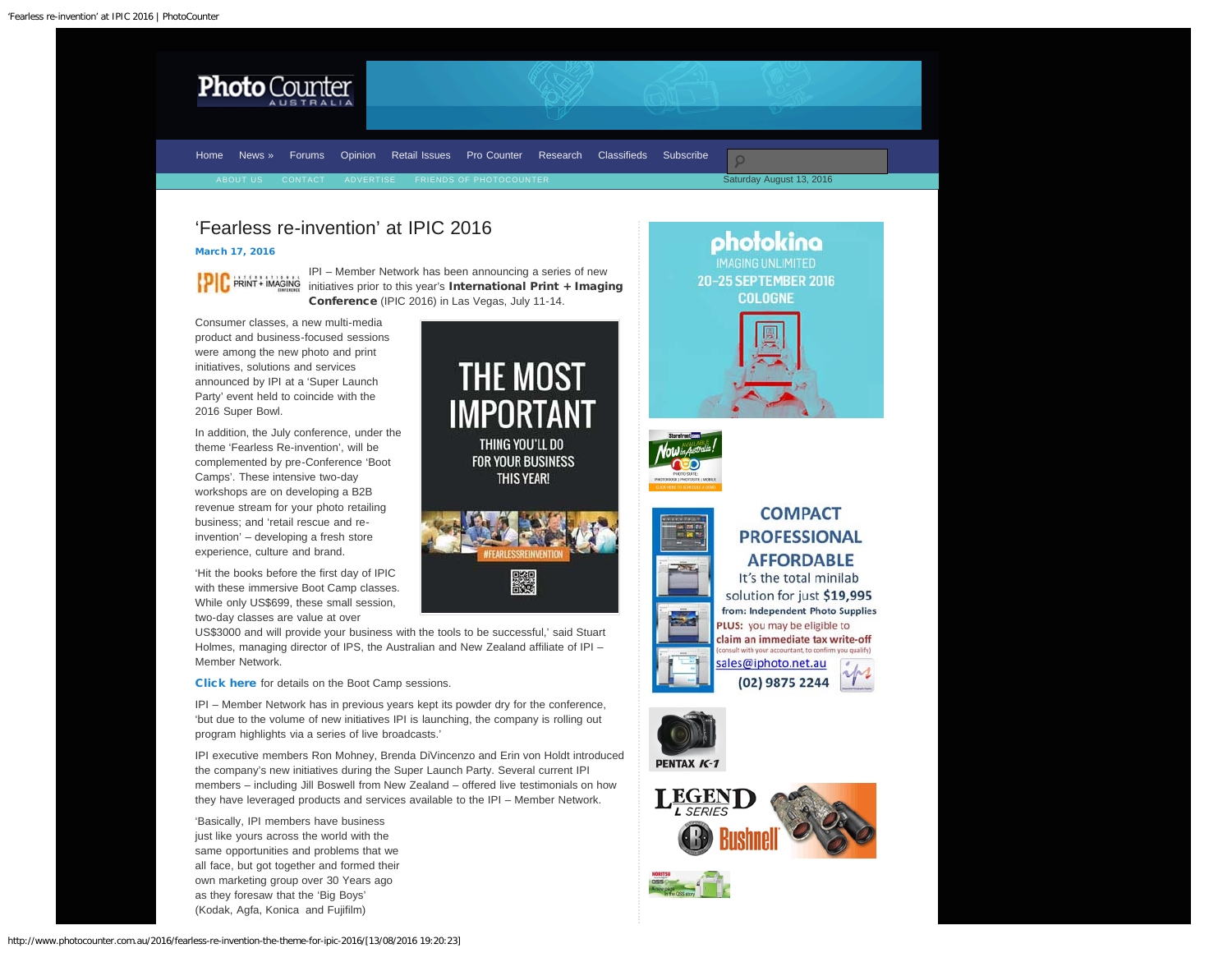Home News » Forums Opinion Retail Issues Pro Counter Research Classifieds Subscribe

ABOUT US CONTACT ADVERTISE FRIENDS OF PHOTOCOUNTER

Saturday August 13, 2016

# 'Fearless re-invention' at IPIC 2016

**March 17, 2016**

IPI – Member Network has been announcing a series of new initiatives prior to this year's **International Print + Imaging Conference** (IPIC 2016) in Las Vegas, July 11-14.

Consumer classes, a new multi-media product and business-focused sessions were among the new photo and print initiatives, solutions and services announced by IPI at a 'Super Launch Party' event held to coincide with the 2016 Super Bowl.

In addition, the July conference, under the theme 'Fearless Re-invention', will be complemented by pre-Conference 'Boot Camps'. These intensive two-day workshops are on developing a B2B revenue stream for your photo retailing business; and 'retail rescue and re-invention' – developing a fresh store experience, culture and brand.

'Hit the books before the first day of IPIC with these immersive Boot Camp classes. While only US$699, these small session, two-day classes are value at over US$3000 and will provide your business with the tools to be successful,' said Stuart Holmes, managing director of IPS, the Australian and New Zealand affiliate of IPI – Member Network.

**Click here** for details on the Boot Camp sessions.

IPI – Member Network has in previous years kept its powder dry for the conference, 'but due to the volume of new initiatives IPI is launching, the company is rolling out program highlights via a series of live broadcasts.'

IPI executive members Ron Mohney, Brenda DiVincenzo and Erin von Holdt introduced the company's new initiatives during the Super Launch Party. Several current IPI members – including Jill Boswell from New Zealand – offered live testimonials on how they have leveraged products and services available to the IPI – Member Network.

'Basically, IPI members have business just like yours across the world with the same opportunities and problems that we all face, but got together and formed their own marketing group over 30 Years ago as they foresaw that the 'Big Boys' (Kodak, Agfa, Konica and Fujifilm)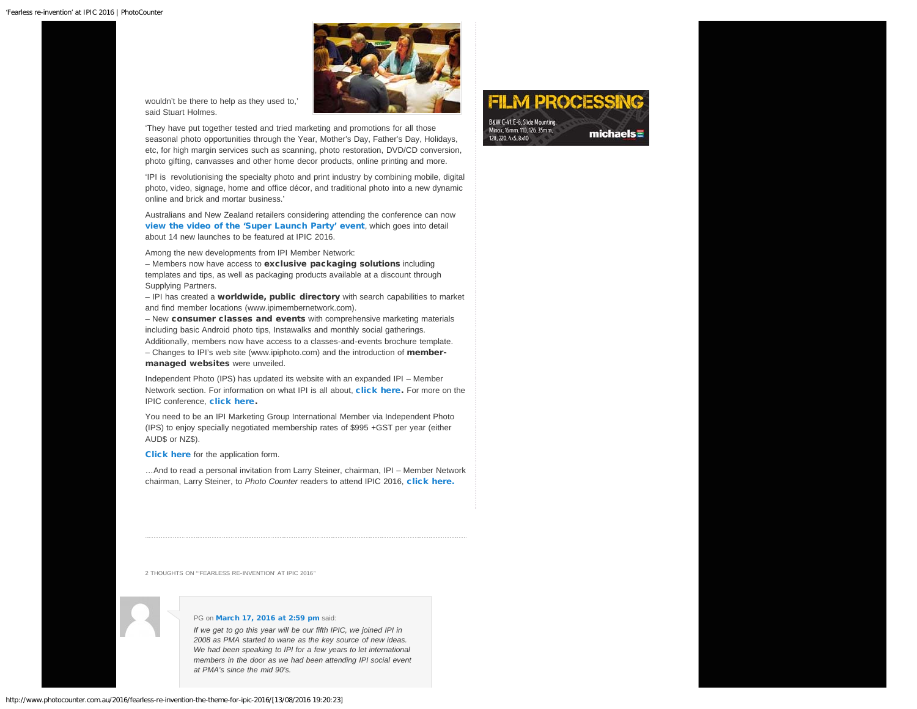wouldn't be there to help as they used to,' said Stuart Holmes.

'They have put together tested and tried marketing and promotions for all those seasonal photo opportunities through the Year, Mother's Day, Father's Day, Holidays, etc, for high margin services such as scanning, photo restoration, DVD/CD conversion, photo gifting, canvasses and other home decor products, online printing and more.

'IPI is revolutionising the specialty photo and print industry by combining mobile, digital photo, video, signage, home and office décor, and traditional photo into a new dynamic online and brick and mortar business.'

Australians and New Zealand retailers considering attending the conference can now **view the video of the 'Super Launch Party' event**, which goes into detail about 14 new launches to be featured at IPIC 2016.

Among the new developments from IPI Member Network:
– Members now have access to **exclusive packaging solutions** including templates and tips, as well as packaging products available at a discount through Supplying Partners.
– IPI has created a **worldwide, public directory** with search capabilities to market and find member locations (www.ipimembernetwork.com).
– New **consumer classes and events** with comprehensive marketing materials including basic Android photo tips, Instawalks and monthly social gatherings. Additionally, members now have access to a classes-and-events brochure template.
– Changes to IPI's web site (www.ipiphoto.com) and the introduction of **member-managed websites** were unveiled.

Independent Photo (IPS) has updated its website with an expanded IPI – Member Network section. For information on what IPI is all about, **click here.** For more on the IPIC conference, **click here.**

You need to be an IPI Marketing Group International Member via Independent Photo (IPS) to enjoy specially negotiated membership rates of $995 +GST per year (either AUD$ or NZ$).

**Click here** for the application form.

…And to read a personal invitation from Larry Steiner, chairman, IPI – Member Network chairman, Larry Steiner, to *Photo Counter* readers to attend IPIC 2016, **click here.**

FILM PROCESSING
B&W C-41, E-6, Slide Mounting
Minox, 16mm, 110, 126, 35mm, 120, 220, 4x5, 8x10
michaels

2 THOUGHTS ON "'FEARLESS RE-INVENTION' AT IPIC 2016"

PG on **March 17, 2016 at 2:59 pm** said:

*If we get to go this year will be our fifth IPIC, we joined IPI in 2008 as PMA started to wane as the key source of new ideas. We had been speaking to IPI for a few years to let international members in the door as we had been attending IPI social event at PMA's since the mid 90's.*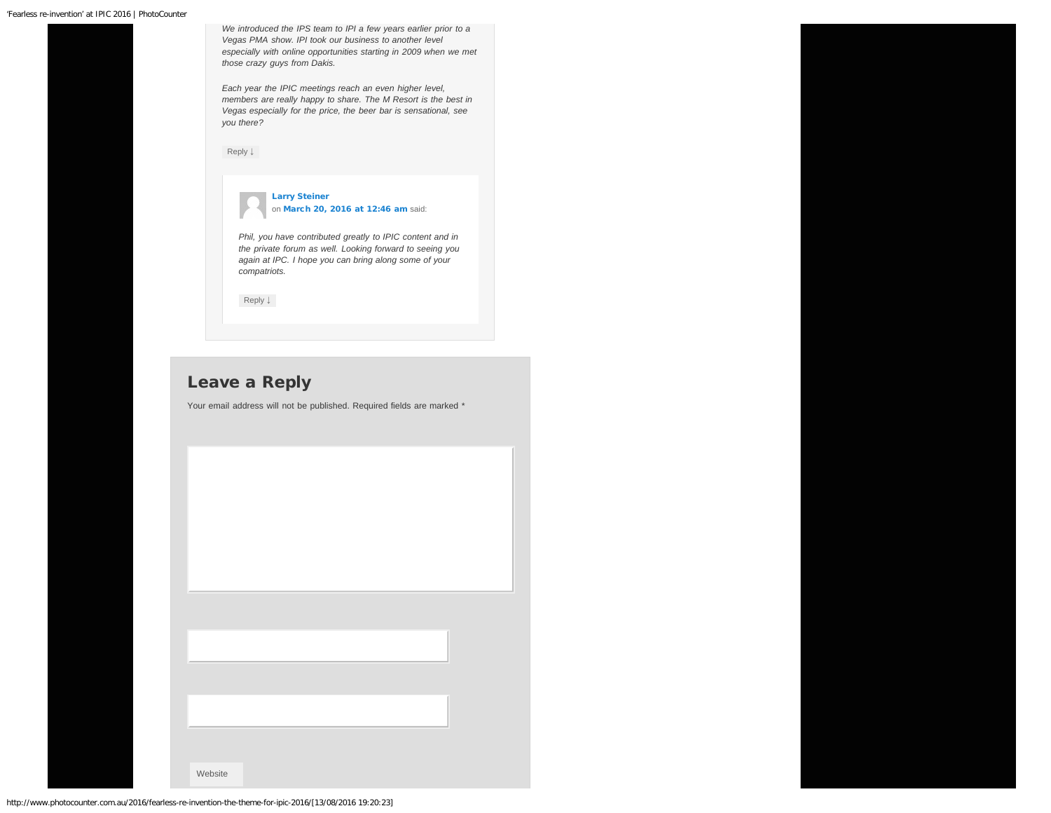*We introduced the IPS team to IPI a few years earlier prior to a Vegas PMA show. IPI took our business to another level especially with online opportunities starting in 2009 when we met those crazy guys from Dakis.*

*Each year the IPIC meetings reach an even higher level, members are really happy to share. The M Resort is the best in Vegas especially for the price, the beer bar is sensational, see you there?*

Reply ↓

**Larry Steiner** on **March 20, 2016 at 12:46 am** said:

*Phil, you have contributed greatly to IPIC content and in the private forum as well. Looking forward to seeing you again at IPC. I hope you can bring along some of your compatriots.*

Reply ↓

## Leave a Reply

Your email address will not be published. Required fields are marked *

Website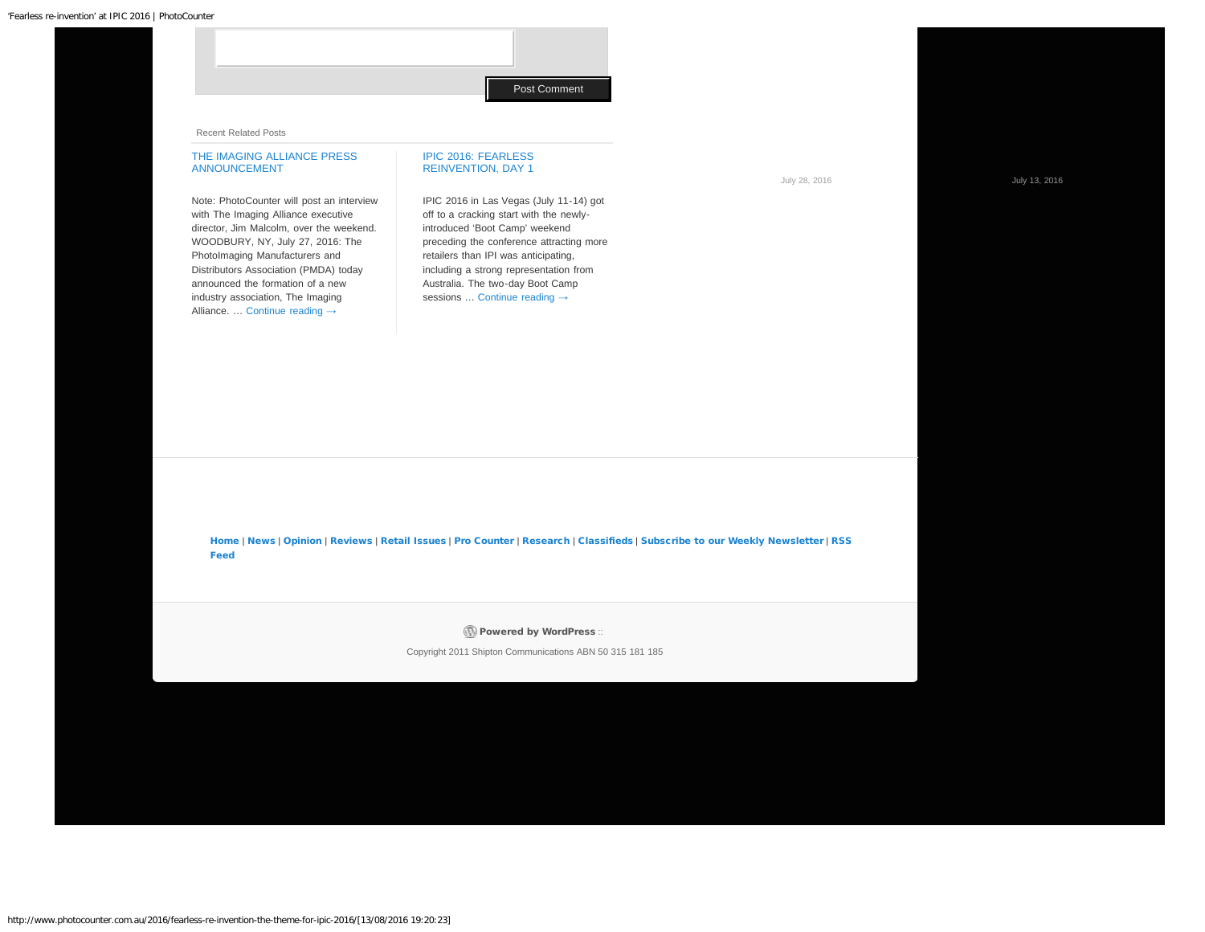Post Comment

Recent Related Posts

### THE IMAGING ALLIANCE PRESS ANNOUNCEMENT

July 28, 2016

Note: PhotoCounter will post an interview with The Imaging Alliance executive director, Jim Malcolm, over the weekend. WOODBURY, NY, July 27, 2016: The PhotoImaging Manufacturers and Distributors Association (PMDA) today announced the formation of a new industry association, The Imaging Alliance. … Continue reading →

### IPIC 2016: FEARLESS REINVENTION, DAY 1

July 13, 2016

IPIC 2016 in Las Vegas (July 11-14) got off to a cracking start with the newly-introduced 'Boot Camp' weekend preceding the conference attracting more retailers than IPI was anticipating, including a strong representation from Australia. The two-day Boot Camp sessions … Continue reading →

**Home** | **News** | **Opinion** | **Reviews** | **Retail Issues** | **Pro Counter** | **Research** | **Classifieds** | **Subscribe to our Weekly Newsletter** | **RSS Feed**

**Powered by WordPress** ::

Copyright 2011 Shipton Communications ABN 50 315 181 185